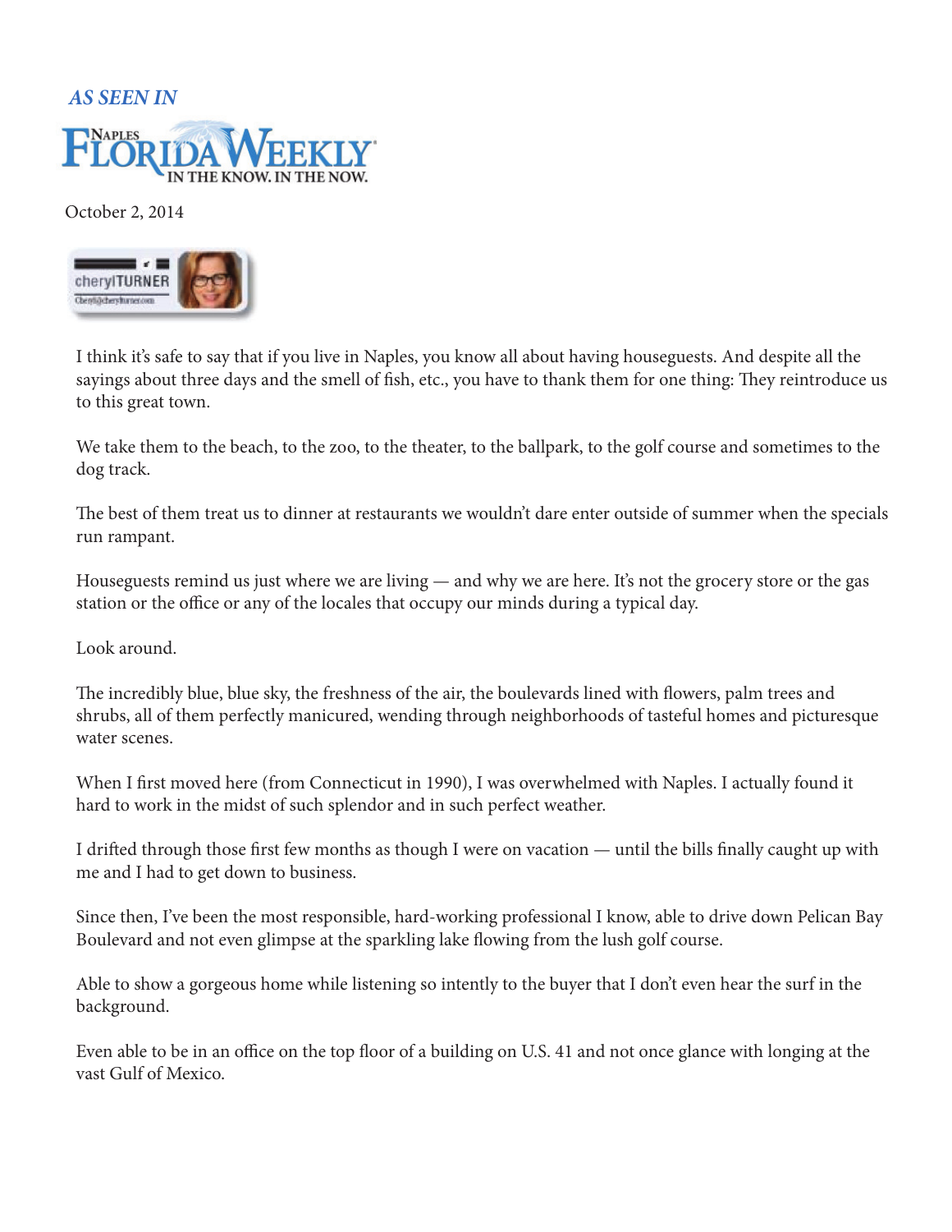*AS SEEN IN*

**NAPLES FLORIDA WEEKLY**
IN THE KNOW. IN THE NOW.

October 2, 2014

cherylTURNER
Cheryl@cherylturner.com

I think it's safe to say that if you live in Naples, you know all about having houseguests. And despite all the sayings about three days and the smell of fish, etc., you have to thank them for one thing: They reintroduce us to this great town.

We take them to the beach, to the zoo, to the theater, to the ballpark, to the golf course and sometimes to the dog track.

The best of them treat us to dinner at restaurants we wouldn't dare enter outside of summer when the specials run rampant.

Houseguests remind us just where we are living — and why we are here. It's not the grocery store or the gas station or the office or any of the locales that occupy our minds during a typical day.

Look around.

The incredibly blue, blue sky, the freshness of the air, the boulevards lined with flowers, palm trees and shrubs, all of them perfectly manicured, wending through neighborhoods of tasteful homes and picturesque water scenes.

When I first moved here (from Connecticut in 1990), I was overwhelmed with Naples. I actually found it hard to work in the midst of such splendor and in such perfect weather.

I drifted through those first few months as though I were on vacation — until the bills finally caught up with me and I had to get down to business.

Since then, I've been the most responsible, hard-working professional I know, able to drive down Pelican Bay Boulevard and not even glimpse at the sparkling lake flowing from the lush golf course.

Able to show a gorgeous home while listening so intently to the buyer that I don't even hear the surf in the background.

Even able to be in an office on the top floor of a building on U.S. 41 and not once glance with longing at the vast Gulf of Mexico.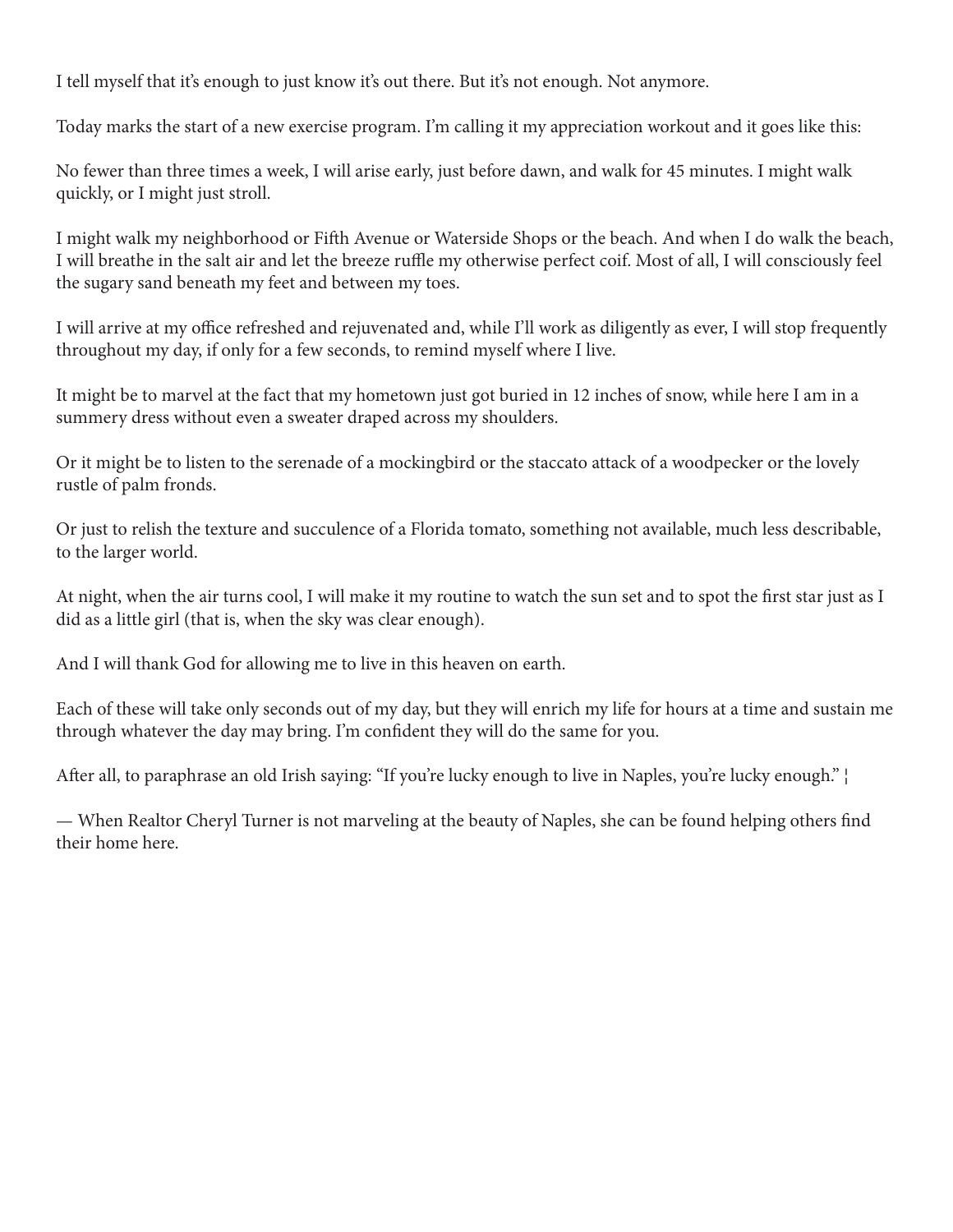I tell myself that it's enough to just know it's out there. But it's not enough. Not anymore.

Today marks the start of a new exercise program. I'm calling it my appreciation workout and it goes like this:

No fewer than three times a week, I will arise early, just before dawn, and walk for 45 minutes. I might walk quickly, or I might just stroll.

I might walk my neighborhood or Fifth Avenue or Waterside Shops or the beach. And when I do walk the beach, I will breathe in the salt air and let the breeze ruffle my otherwise perfect coif. Most of all, I will consciously feel the sugary sand beneath my feet and between my toes.

I will arrive at my office refreshed and rejuvenated and, while I'll work as diligently as ever, I will stop frequently throughout my day, if only for a few seconds, to remind myself where I live.

It might be to marvel at the fact that my hometown just got buried in 12 inches of snow, while here I am in a summery dress without even a sweater draped across my shoulders.

Or it might be to listen to the serenade of a mockingbird or the staccato attack of a woodpecker or the lovely rustle of palm fronds.

Or just to relish the texture and succulence of a Florida tomato, something not available, much less describable, to the larger world.

At night, when the air turns cool, I will make it my routine to watch the sun set and to spot the first star just as I did as a little girl (that is, when the sky was clear enough).

And I will thank God for allowing me to live in this heaven on earth.

Each of these will take only seconds out of my day, but they will enrich my life for hours at a time and sustain me through whatever the day may bring. I'm confident they will do the same for you.

After all, to paraphrase an old Irish saying: "If you're lucky enough to live in Naples, you're lucky enough." ¦

— When Realtor Cheryl Turner is not marveling at the beauty of Naples, she can be found helping others find their home here.